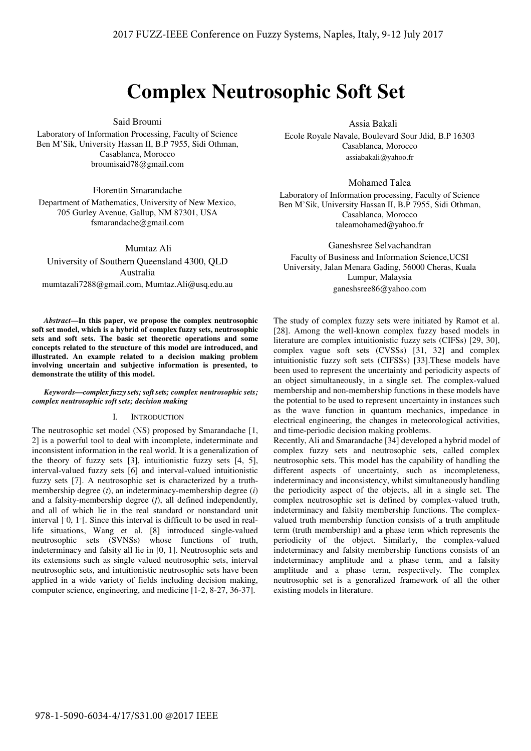# Complex Neutrosophic Soft Set

Said Broumi
Laboratory of Information Processing, Faculty of Science Ben M'Sik, University Hassan II, B.P 7955, Sidi Othman, Casablanca, Morocco
broumisaid78@gmail.com

Assia Bakali
Ecole Royale Navale, Boulevard Sour Jdid, B.P 16303 Casablanca, Morocco
assiabakali@yahoo.fr

Florentin Smarandache
Department of Mathematics, University of New Mexico, 705 Gurley Avenue, Gallup, NM 87301, USA
fsmarandache@gmail.com

Mohamed Talea
Laboratory of Information processing, Faculty of Science Ben M'Sik, University Hassan II, B.P 7955, Sidi Othman, Casablanca, Morocco
taleamohamed@yahoo.fr

Mumtaz Ali
University of Southern Queensland 4300, QLD Australia
mumtazali7288@gmail.com, Mumtaz.Ali@usq.edu.au

Ganeshsree Selvachandran
Faculty of Business and Information Science,UCSI University, Jalan Menara Gading, 56000 Cheras, Kuala Lumpur, Malaysia
ganeshsree86@yahoo.com

***Abstract*—In this paper, we propose the complex neutrosophic soft set model, which is a hybrid of complex fuzzy sets, neutrosophic sets and soft sets. The basic set theoretic operations and some concepts related to the structure of this model are introduced, and illustrated. An example related to a decision making problem involving uncertain and subjective information is presented, to demonstrate the utility of this model.**

***Keywords—complex fuzzy sets; soft sets; complex neutrosophic sets; complex neutrosophic soft sets; decision making***

## I. INTRODUCTION

The neutrosophic set model (NS) proposed by Smarandache [1, 2] is a powerful tool to deal with incomplete, indeterminate and inconsistent information in the real world. It is a generalization of the theory of fuzzy sets [3], intuitionistic fuzzy sets [4, 5], interval-valued fuzzy sets [6] and interval-valued intuitionistic fuzzy sets [7]. A neutrosophic set is characterized by a truth-membership degree (*t*), an indeterminacy-membership degree (*i*) and a falsity-membership degree (*f*), all defined independently, and all of which lie in the real standard or nonstandard unit interval $]^-0, 1^+[$. Since this interval is difficult to be used in real-life situations, Wang et al. [8] introduced single-valued neutrosophic sets (SVNSs) whose functions of truth, indeterminacy and falsity all lie in [0, 1]. Neutrosophic sets and its extensions such as single valued neutrosophic sets, interval neutrosophic sets, and intuitionistic neutrosophic sets have been applied in a wide variety of fields including decision making, computer science, engineering, and medicine [1-2, 8-27, 36-37].

The study of complex fuzzy sets were initiated by Ramot et al. [28]. Among the well-known complex fuzzy based models in literature are complex intuitionistic fuzzy sets (CIFSs) [29, 30], complex vague soft sets (CVSSs) [31, 32] and complex intuitionistic fuzzy soft sets (CIFSSs) [33].These models have been used to represent the uncertainty and periodicity aspects of an object simultaneously, in a single set. The complex-valued membership and non-membership functions in these models have the potential to be used to represent uncertainty in instances such as the wave function in quantum mechanics, impedance in electrical engineering, the changes in meteorological activities, and time-periodic decision making problems.

Recently, Ali and Smarandache [34] developed a hybrid model of complex fuzzy sets and neutrosophic sets, called complex neutrosophic sets. This model has the capability of handling the different aspects of uncertainty, such as incompleteness, indeterminacy and inconsistency, whilst simultaneously handling the periodicity aspect of the objects, all in a single set. The complex neutrosophic set is defined by complex-valued truth, indeterminacy and falsity membership functions. The complex-valued truth membership function consists of a truth amplitude term (truth membership) and a phase term which represents the periodicity of the object. Similarly, the complex-valued indeterminacy and falsity membership functions consists of an indeterminacy amplitude and a phase term, and a falsity amplitude and a phase term, respectively. The complex neutrosophic set is a generalized framework of all the other existing models in literature.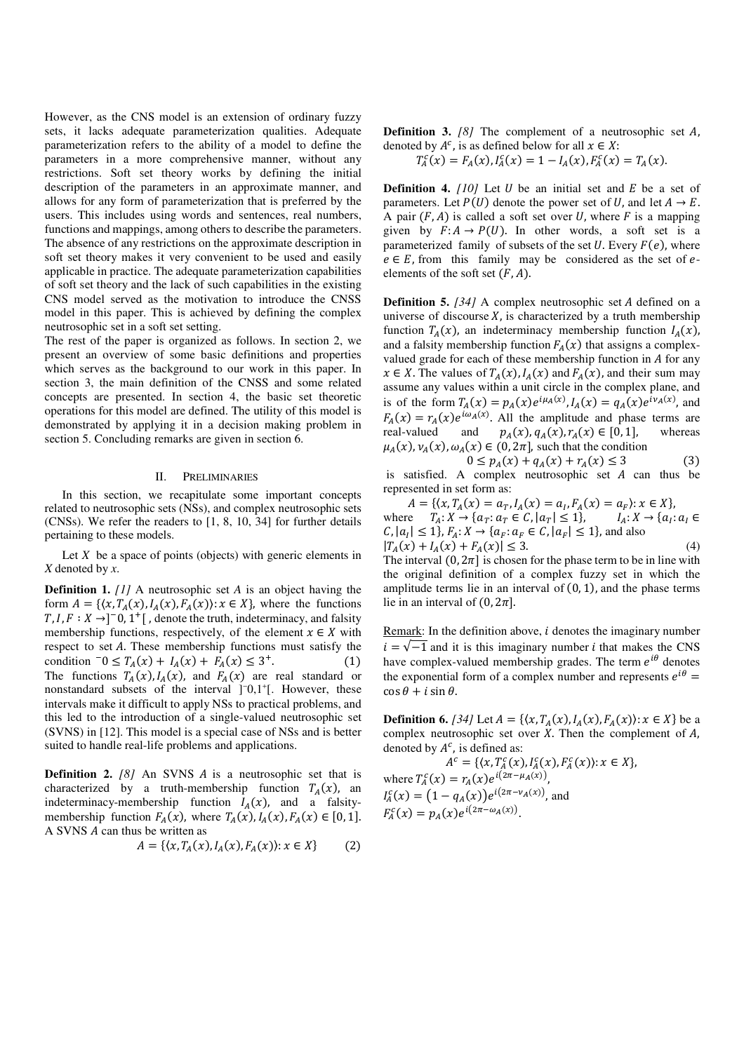However, as the CNS model is an extension of ordinary fuzzy sets, it lacks adequate parameterization qualities. Adequate parameterization refers to the ability of a model to define the parameters in a more comprehensive manner, without any restrictions. Soft set theory works by defining the initial description of the parameters in an approximate manner, and allows for any form of parameterization that is preferred by the users. This includes using words and sentences, real numbers, functions and mappings, among others to describe the parameters. The absence of any restrictions on the approximate description in soft set theory makes it very convenient to be used and easily applicable in practice. The adequate parameterization capabilities of soft set theory and the lack of such capabilities in the existing CNS model served as the motivation to introduce the CNSS model in this paper. This is achieved by defining the complex neutrosophic set in a soft set setting.

The rest of the paper is organized as follows. In section 2, we present an overview of some basic definitions and properties which serves as the background to our work in this paper. In section 3, the main definition of the CNSS and some related concepts are presented. In section 4, the basic set theoretic operations for this model are defined. The utility of this model is demonstrated by applying it in a decision making problem in section 5. Concluding remarks are given in section 6.

## II. Preliminaries

In this section, we recapitulate some important concepts related to neutrosophic sets (NSs), and complex neutrosophic sets (CNSs). We refer the readers to [1, 8, 10, 34] for further details pertaining to these models.

Let $X$ be a space of points (objects) with generic elements in $X$ denoted by $x$.

**Definition 1.** *[1]* A neutrosophic set $A$ is an object having the form $A = \{\langle x, T_A(x), I_A(x), F_A(x)\rangle : x \in X\}$, where the functions $T, I, F : X \to ]^{-}0, 1^{+}[$ , denote the truth, indeterminacy, and falsity membership functions, respectively, of the element $x \in X$ with respect to set $A$. These membership functions must satisfy the condition $^{-}0 \le T_A(x) + I_A(x) + F_A(x) \le 3^{+}$. (1)

The functions $T_A(x), I_A(x)$, and $F_A(x)$ are real standard or nonstandard subsets of the interval $]^{-}0,1^{+}[$. However, these intervals make it difficult to apply NSs to practical problems, and this led to the introduction of a single-valued neutrosophic set (SVNS) in [12]. This model is a special case of NSs and is better suited to handle real-life problems and applications.

**Definition 2.** *[8]* An SVNS $A$ is a neutrosophic set that is characterized by a truth-membership function $T_A(x)$, an indeterminacy-membership function $I_A(x)$, and a falsity-membership function $F_A(x)$, where $T_A(x), I_A(x), F_A(x) \in [0,1]$. A SVNS $A$ can thus be written as

$$A = \{\langle x, T_A(x), I_A(x), F_A(x)\rangle : x \in X\} \qquad (2)$$

**Definition 3.** *[8]* The complement of a neutrosophic set $A$, denoted by $A^c$, is as defined below for all $x \in X$:

$$T_A^c(x) = F_A(x), I_A^c(x) = 1 - I_A(x), F_A^c(x) = T_A(x).$$

**Definition 4.** *[10]* Let $U$ be an initial set and $E$ be a set of parameters. Let $P(U)$ denote the power set of $U$, and let $A \to E$. A pair $(F, A)$ is called a soft set over $U$, where $F$ is a mapping given by $F: A \to P(U)$. In other words, a soft set is a parameterized family of subsets of the set $U$. Every $F(e)$, where $e \in E$, from this family may be considered as the set of $e$-elements of the soft set $(F, A)$.

**Definition 5.** *[34]* A complex neutrosophic set $A$ defined on a universe of discourse $X$, is characterized by a truth membership function $T_A(x)$, an indeterminacy membership function $I_A(x)$, and a falsity membership function $F_A(x)$ that assigns a complex-valued grade for each of these membership function in $A$ for any $x \in X$. The values of $T_A(x), I_A(x)$ and $F_A(x)$, and their sum may assume any values within a unit circle in the complex plane, and is of the form $T_A(x) = p_A(x)e^{i\mu_A(x)}, I_A(x) = q_A(x)e^{i\nu_A(x)}$, and $F_A(x) = r_A(x)e^{i\omega_A(x)}$. All the amplitude and phase terms are real-valued and $p_A(x), q_A(x), r_A(x) \in [0,1]$, whereas $\mu_A(x), \nu_A(x), \omega_A(x) \in (0, 2\pi]$, such that the condition

$$0 \le p_A(x) + q_A(x) + r_A(x) \le 3 \qquad (3)$$

is satisfied. A complex neutrosophic set $A$ can thus be represented in set form as:

$$A = \{\langle x, T_A(x) = a_T, I_A(x) = a_I, F_A(x) = a_F\rangle : x \in X\},$$

where $T_A: X \to \{a_T : a_T \in C, |a_T| \le 1\}$, $I_A: X \to \{a_I : a_I \in C, |a_I| \le 1\}$, $F_A: X \to \{a_F : a_F \in C, |a_F| \le 1\}$, and also

$$|T_A(x) + I_A(x) + F_A(x)| \le 3. \qquad (4)$$

The interval $(0, 2\pi]$ is chosen for the phase term to be in line with the original definition of a complex fuzzy set in which the amplitude terms lie in an interval of $(0,1)$, and the phase terms lie in an interval of $(0, 2\pi]$.

Remark: In the definition above, $i$ denotes the imaginary number $i = \sqrt{-1}$ and it is this imaginary number $i$ that makes the CNS have complex-valued membership grades. The term $e^{i\theta}$ denotes the exponential form of a complex number and represents $e^{i\theta} = \cos\theta + i\sin\theta$.

**Definition 6.** *[34]* Let $A = \{\langle x, T_A(x), I_A(x), F_A(x)\rangle : x \in X\}$ be a complex neutrosophic set over $X$. Then the complement of $A$, denoted by $A^c$, is defined as:

$$A^c = \{\langle x, T_A^c(x), I_A^c(x), F_A^c(x)\rangle : x \in X\},$$

where $T_A^c(x) = r_A(x)e^{i(2\pi - \mu_A(x))}$,

$I_A^c(x) = (1 - q_A(x))e^{i(2\pi - \nu_A(x))}$, and

$F_A^c(x) = p_A(x)e^{i(2\pi - \omega_A(x))}$.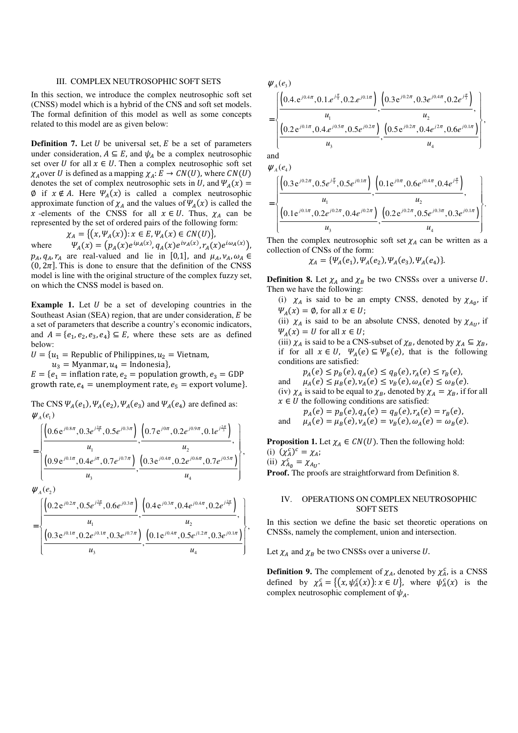## III. COMPLEX NEUTROSOPHIC SOFT SETS

In this section, we introduce the complex neutrosophic soft set (CNSS) model which is a hybrid of the CNS and soft set models. The formal definition of this model as well as some concepts related to this model are as given below:

**Definition 7.** Let $U$ be universal set, $E$ be a set of parameters under consideration, $A \subseteq E$, and $\psi_A$ be a complex neutrosophic set over $U$ for all $x \in U$. Then a complex neutrosophic soft set $\chi_A$over $U$ is defined as a mapping $\chi_A: E \to CN(U)$, where $CN(U)$ denotes the set of complex neutrosophic sets in $U$, and $\Psi_A(x) = \emptyset$ if $x \notin A$. Here $\Psi_A(x)$ is called a complex neutrosophic approximate function of $\chi_A$ and the values of $\Psi_A(x)$ is called the $x$ -elements of the CNSS for all $x \in U$. Thus, $\chi_A$ can be represented by the set of ordered pairs of the following form:

$$\chi_A = \{(x, \Psi_A(x)): x \in E, \Psi_A(x) \in CN(U)\},$$

where $\Psi_A(x) = (p_A(x)e^{i\mu_A(x)}, q_A(x)e^{i\nu_A(x)}, r_A(x)e^{i\omega_A(x)})$, $p_A, q_A, r_A$ are real-valued and lie in $[0,1]$, and $\mu_A, \nu_A, \omega_A \in (0, 2\pi]$. This is done to ensure that the definition of the CNSS model is line with the original structure of the complex fuzzy set, on which the CNSS model is based on.

**Example 1.** Let $U$ be a set of developing countries in the Southeast Asian (SEA) region, that are under consideration, $E$ be a set of parameters that describe a country's economic indicators, and $A = \{e_1, e_2, e_3, e_4\} \subseteq E$, where these sets are as defined below:

$U = \{u_1 = \text{Republic of Philippines}, u_2 = \text{Vietnam}, u_3 = \text{Myanmar}, u_4 = \text{Indonesia}\}$,

$E = \{e_1 = \text{inflation rate}, e_2 = \text{population growth}, e_3 = \text{GDP growth rate}, e_4 = \text{unemployment rate}, e_5 = \text{export volume}\}$.

The CNS $\Psi_A(e_1), \Psi_A(e_2), \Psi_A(e_3)$ and $\Psi_A(e_4)$ are defined as:

$$\psi_A(e_1) = \left\{ \frac{\left(0.6e^{j0.8\pi}, 0.3e^{j\frac{3\pi}{4}}, 0.5e^{j0.3\pi}\right)}{u_1}, \frac{\left(0.7e^{j0\pi}, 0.2e^{j0.9\pi}, 0.1e^{j\frac{2\pi}{5}}\right)}{u_2}, \frac{\left(0.9e^{j0.1\pi}, 0.4e^{j\pi}, 0.7e^{j0.7\pi}\right)}{u_3}, \frac{\left(0.3e^{j0.4\pi}, 0.2e^{j0.6\pi}, 0.7e^{j0.5\pi}\right)}{u_4} \right\},$$

$$\psi_A(e_2) = \left\{ \frac{\left(0.2e^{j0.2\pi}, 0.5e^{j\frac{3\pi}{4}}, 0.6e^{j0.3\pi}\right)}{u_1}, \frac{\left(0.4e^{j0.3\pi}, 0.4e^{j0.4\pi}, 0.2e^{j\frac{2\pi}{5}}\right)}{u_2}, \frac{\left(0.3e^{j0.1\pi}, 0.2e^{j0.1\pi}, 0.3e^{j0.7\pi}\right)}{u_3}, \frac{\left(0.1e^{j0.4\pi}, 0.5e^{j1.2\pi}, 0.3e^{j0.1\pi}\right)}{u_4} \right\},$$

$$\psi_A(e_3) = \left\{ \frac{\left(0.4.e^{j0.4\pi}, 0.1.e^{j\frac{\pi}{4}}, 0.2.e^{j0.1\pi}\right)}{u_1}, \frac{\left(0.3e^{j0.2\pi}, 0.3e^{j0.4\pi}, 0.2e^{j\frac{\pi}{5}}\right)}{u_2}, \frac{\left(0.2e^{j0.1\pi}, 0.4.e^{j0.5\pi}, 0.5e^{j0.2\pi}\right)}{u_3}, \frac{\left(0.5e^{j0.2\pi}, 0.4e^{j2\pi}, 0.6e^{j0.1\pi}\right)}{u_4} \right\},$$

and

$$\psi_A(e_4) = \left\{ \frac{\left(0.3e^{j0.2\pi}, 0.5e^{j\frac{\pi}{4}}, 0.5e^{j0.1\pi}\right)}{u_1}, \frac{\left(0.1e^{j0\pi}, 0.6e^{j0.4\pi}, 0.4e^{j\frac{\pi}{5}}\right)}{u_2}, \frac{\left(0.1e^{j0.1\pi}, 0.2e^{j0.2\pi}, 0.4e^{j0.2\pi}\right)}{u_3}, \frac{\left(0.2e^{j0.2\pi}, 0.5e^{j0.3\pi}, 0.3e^{j0.1\pi}\right)}{u_4} \right\}.$$

Then the complex neutrosophic soft set $\chi_A$ can be written as a collection of CNSs of the form:

$$\chi_A = \{\Psi_A(e_1), \Psi_A(e_2), \Psi_A(e_3), \Psi_A(e_4)\}.$$

**Definition 8.** Let $\chi_A$ and $\chi_B$ be two CNSSs over a universe $U$. Then we have the following:

(i) $\chi_A$ is said to be an empty CNSS, denoted by $\chi_{A_\emptyset}$, if $\Psi_A(x) = \emptyset$, for all $x \in U$;

(ii) $\chi_A$ is said to be an absolute CNSS, denoted by $\chi_{A_U}$, if $\Psi_A(x) = U$ for all $x \in U$;

(iii) $\chi_A$ is said to be a CNS-subset of $\chi_B$, denoted by $\chi_A \subseteq \chi_B$, if for all $x \in U$, $\Psi_A(e) \subseteq \Psi_B(e)$, that is the following conditions are satisfied:

$$p_A(e) \le p_B(e), q_A(e) \le q_B(e), r_A(e) \le r_B(e),$$
and $$\mu_A(e) \le \mu_B(e), \nu_A(e) \le \nu_B(e), \omega_A(e) \le \omega_B(e).$$

(iv) $\chi_A$ is said to be equal to $\chi_B$, denoted by $\chi_A = \chi_B$, if for all $x \in U$ the following conditions are satisfied:

$$p_A(e) = p_B(e), q_A(e) = q_B(e), r_A(e) = r_B(e),$$
and $$\mu_A(e) = \mu_B(e), \nu_A(e) = \nu_B(e), \omega_A(e) = \omega_B(e).$$

**Proposition 1.** Let $\chi_A \in CN(U)$. Then the following hold:

(i) $(\chi_A^c)^c = \chi_A$;

(ii) $\chi_{A_\emptyset}^c = \chi_{A_U}$.

**Proof.** The proofs are straightforward from Definition 8.

## IV. OPERATIONS ON COMPLEX NEUTROSOPHIC SOFT SETS

In this section we define the basic set theoretic operations on CNSSs, namely the complement, union and intersection.

Let $\chi_A$ and $\chi_B$ be two CNSSs over a universe $U$.

**Definition 9.** The complement of $\chi_A$, denoted by $\chi_A^c$, is a CNSS defined by $\chi_A^c = \{(x, \psi_A^c(x)): x \in U\}$, where $\psi_A^c(x)$ is the complex neutrosophic complement of $\psi_A$.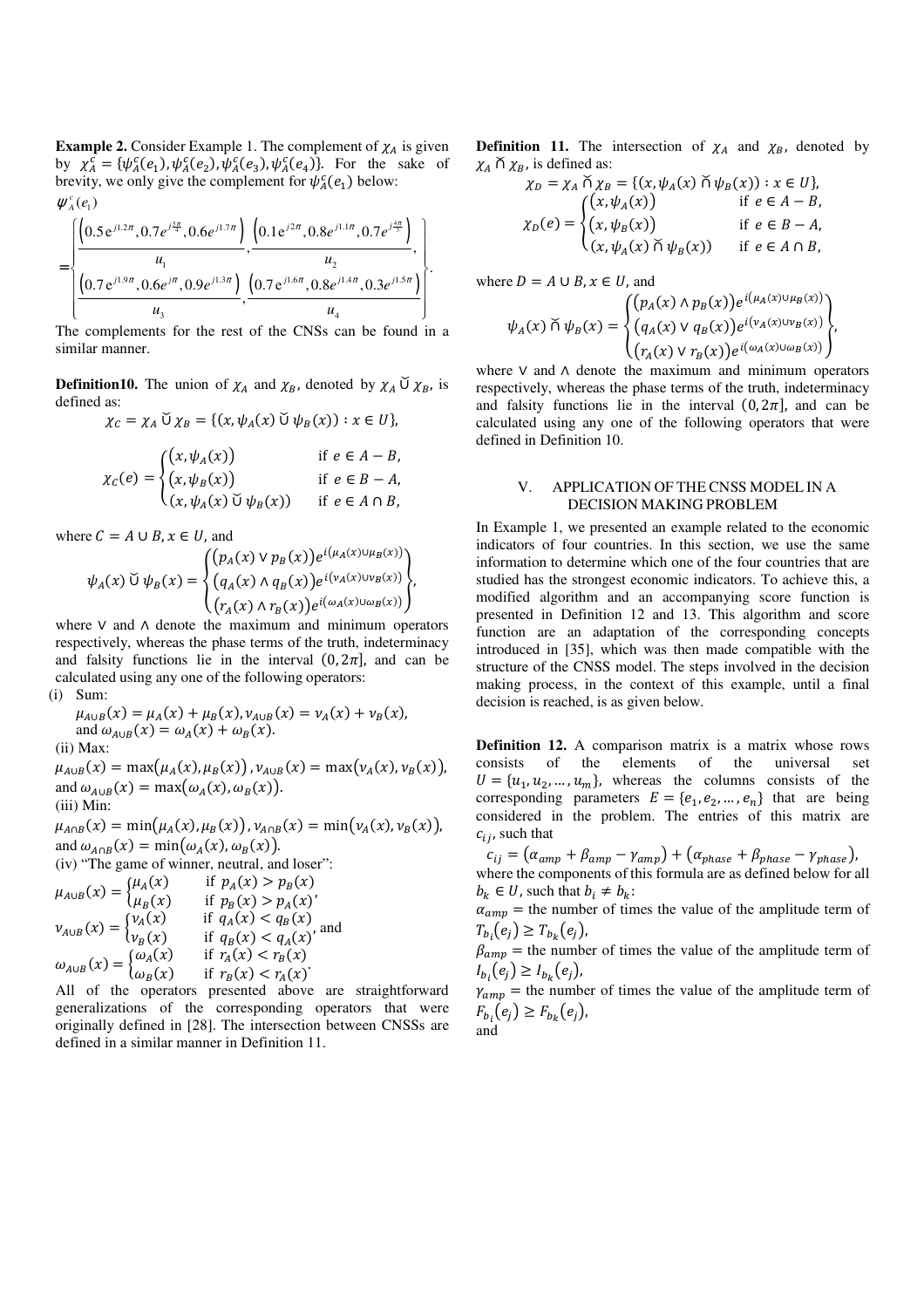**Example 2.** Consider Example 1. The complement of $\chi_A$ is given by $\chi_A^c = \{\psi_A^c(e_1), \psi_A^c(e_2), \psi_A^c(e_3), \psi_A^c(e_4)\}$. For the sake of brevity, we only give the complement for $\psi_A^c(e_1)$ below:

$$\psi_A^c(e_1) = \left\{ \frac{\left(0.5\,e^{j1.2\pi}, 0.7e^{j\frac{5\pi}{4}}, 0.6e^{j1.7\pi}\right)}{u_1}, \frac{\left(0.1\,e^{j2\pi}, 0.8e^{j1.1\pi}, 0.7e^{j\frac{4\pi}{5}}\right)}{u_2}, \frac{\left(0.7\,e^{j1.9\pi}, 0.6e^{j\pi}, 0.9e^{j1.3\pi}\right)}{u_3}, \frac{\left(0.7\,e^{j1.6\pi}, 0.8e^{j1.4\pi}, 0.3e^{j1.5\pi}\right)}{u_4} \right\}.$$

The complements for the rest of the CNSs can be found in a similar manner.

**Definition10.** The union of $\chi_A$ and $\chi_B$, denoted by $\chi_A \,\tilde{\cup}\, \chi_B$, is defined as:

$$\chi_C = \chi_A \,\tilde{\cup}\, \chi_B = \{(x, \psi_A(x) \,\tilde{\cup}\, \psi_B(x)) : x \in U\},$$

$$\chi_C(e) = \begin{cases} (x, \psi_A(x)) & \text{if } e \in A - B, \\ (x, \psi_B(x)) & \text{if } e \in B - A, \\ (x, \psi_A(x) \,\tilde{\cup}\, \psi_B(x)) & \text{if } e \in A \cap B, \end{cases}$$

where $C = A \cup B, x \in U$, and

$$\psi_A(x) \,\tilde{\cup}\, \psi_B(x) = \begin{Bmatrix} (p_A(x) \vee p_B(x))e^{i(\mu_A(x) \cup \mu_B(x))} \\ (q_A(x) \wedge q_B(x))e^{i(\nu_A(x) \cup \nu_B(x))} \\ (r_A(x) \wedge r_B(x))e^{i(\omega_A(x) \cup \omega_B(x))} \end{Bmatrix},$$

where $\vee$ and $\wedge$ denote the maximum and minimum operators respectively, whereas the phase terms of the truth, indeterminacy and falsity functions lie in the interval $(0, 2\pi]$, and can be calculated using any one of the following operators:

(i) Sum:
$\mu_{A \cup B}(x) = \mu_A(x) + \mu_B(x), \nu_{A \cup B}(x) = \nu_A(x) + \nu_B(x)$, and $\omega_{A \cup B}(x) = \omega_A(x) + \omega_B(x)$.

(ii) Max:
$\mu_{A \cup B}(x) = \max(\mu_A(x), \mu_B(x)), \nu_{A \cup B}(x) = \max(\nu_A(x), \nu_B(x))$, and $\omega_{A \cup B}(x) = \max(\omega_A(x), \omega_B(x))$.

(iii) Min:
$\mu_{A \cap B}(x) = \min(\mu_A(x), \mu_B(x)), \nu_{A \cap B}(x) = \min(\nu_A(x), \nu_B(x))$, and $\omega_{A \cap B}(x) = \min(\omega_A(x), \omega_B(x))$.

(iv) "The game of winner, neutral, and loser":

$$\mu_{A \cup B}(x) = \begin{cases} \mu_A(x) & \text{if } p_A(x) > p_B(x) \\ \mu_B(x) & \text{if } p_B(x) > p_A(x) \end{cases},$$

$$\nu_{A \cup B}(x) = \begin{cases} \nu_A(x) & \text{if } q_A(x) < q_B(x) \\ \nu_B(x) & \text{if } q_B(x) < q_A(x) \end{cases}, \text{ and}$$

$$\omega_{A \cup B}(x) = \begin{cases} \omega_A(x) & \text{if } r_A(x) < r_B(x) \\ \omega_B(x) & \text{if } r_B(x) < r_A(x) \end{cases}.$$

All of the operators presented above are straightforward generalizations of the corresponding operators that were originally defined in [28]. The intersection between CNSSs are defined in a similar manner in Definition 11.

**Definition 11.** The intersection of $\chi_A$ and $\chi_B$, denoted by $\chi_A \,\tilde{\cap}\, \chi_B$, is defined as:

$$\chi_D = \chi_A \,\tilde{\cap}\, \chi_B = \{(x, \psi_A(x) \,\tilde{\cap}\, \psi_B(x)) : x \in U\},$$

$$\chi_D(e) = \begin{cases} (x, \psi_A(x)) & \text{if } e \in A - B, \\ (x, \psi_B(x)) & \text{if } e \in B - A, \\ (x, \psi_A(x) \,\tilde{\cap}\, \psi_B(x)) & \text{if } e \in A \cap B, \end{cases}$$

where $D = A \cup B, x \in U$, and

$$\psi_A(x) \,\tilde{\cap}\, \psi_B(x) = \begin{Bmatrix} (p_A(x) \wedge p_B(x))e^{i(\mu_A(x) \cup \mu_B(x))} \\ (q_A(x) \vee q_B(x))e^{i(\nu_A(x) \cup \nu_B(x))} \\ (r_A(x) \vee r_B(x))e^{i(\omega_A(x) \cup \omega_B(x))} \end{Bmatrix},$$

where $\vee$ and $\wedge$ denote the maximum and minimum operators respectively, whereas the phase terms of the truth, indeterminacy and falsity functions lie in the interval $(0, 2\pi]$, and can be calculated using any one of the following operators that were defined in Definition 10.

## V. APPLICATION OF THE CNSS MODEL IN A DECISION MAKING PROBLEM

In Example 1, we presented an example related to the economic indicators of four countries. In this section, we use the same information to determine which one of the four countries that are studied has the strongest economic indicators. To achieve this, a modified algorithm and an accompanying score function is presented in Definition 12 and 13. This algorithm and score function are an adaptation of the corresponding concepts introduced in [35], which was then made compatible with the structure of the CNSS model. The steps involved in the decision making process, in the context of this example, until a final decision is reached, is as given below.

**Definition 12.** A comparison matrix is a matrix whose rows consists of the elements of the universal set $U = \{u_1, u_2, \ldots, u_m\}$, whereas the columns consists of the corresponding parameters $E = \{e_1, e_2, \ldots, e_n\}$ that are being considered in the problem. The entries of this matrix are $c_{ij}$, such that

$$c_{ij} = (\alpha_{amp} + \beta_{amp} - \gamma_{amp}) + (\alpha_{phase} + \beta_{phase} - \gamma_{phase}),$$

where the components of this formula are as defined below for all $b_k \in U$, such that $b_i \neq b_k$:

$\alpha_{amp}$ = the number of times the value of the amplitude term of $T_{b_i}(e_j) \geq T_{b_k}(e_j)$,

$\beta_{amp}$ = the number of times the value of the amplitude term of $I_{b_i}(e_j) \geq I_{b_k}(e_j)$,

$\gamma_{amp}$ = the number of times the value of the amplitude term of $F_{b_i}(e_j) \geq F_{b_k}(e_j)$,

and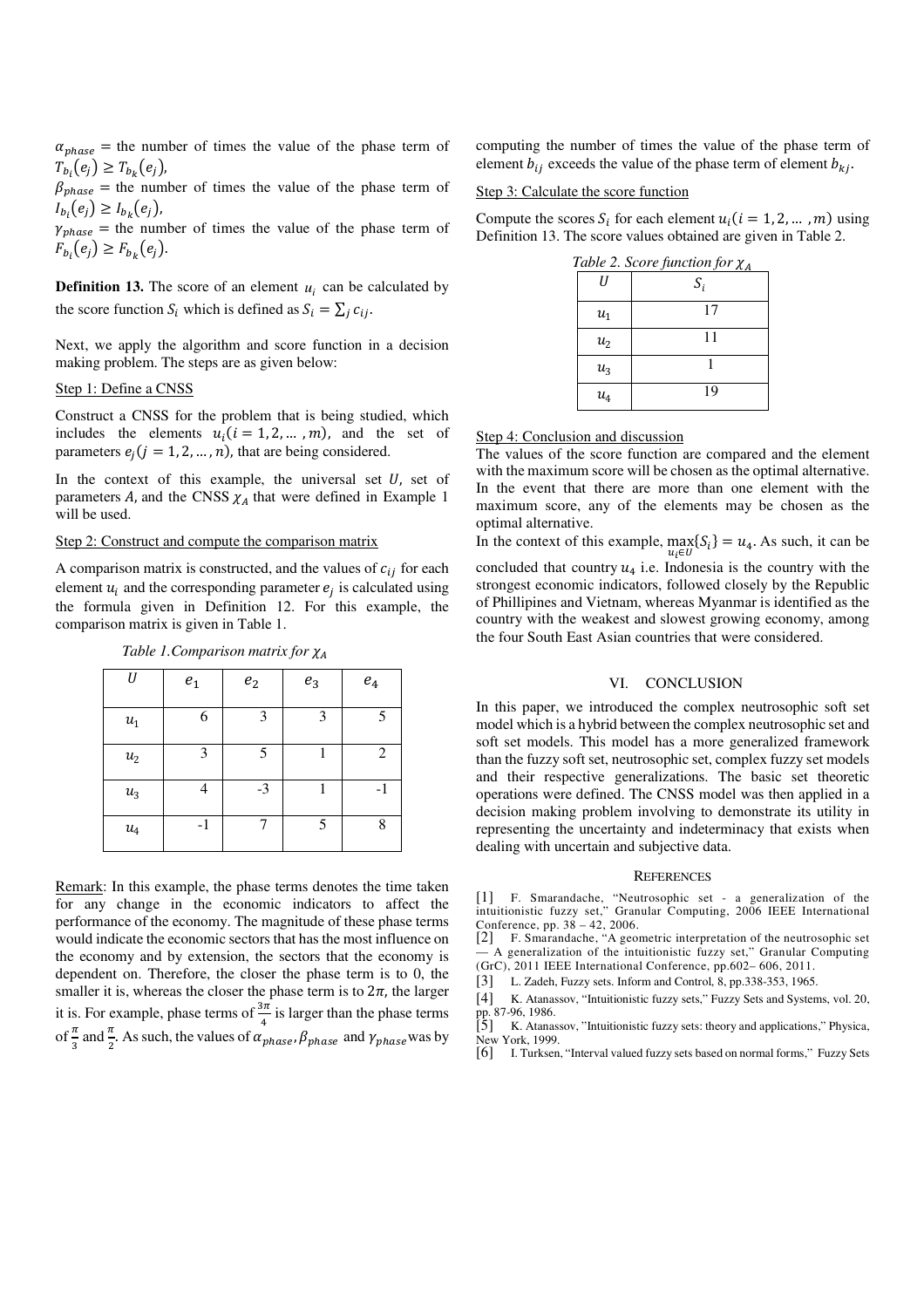$\alpha_{phase}$ = the number of times the value of the phase term of $T_{b_i}(e_j) \geq T_{b_k}(e_j)$,
$\beta_{phase}$ = the number of times the value of the phase term of $I_{b_i}(e_j) \geq I_{b_k}(e_j)$,
$\gamma_{phase}$ = the number of times the value of the phase term of $F_{b_i}(e_j) \geq F_{b_k}(e_j)$.

**Definition 13.** The score of an element $u_i$ can be calculated by the score function $S_i$ which is defined as $S_i = \sum_j c_{ij}$.

Next, we apply the algorithm and score function in a decision making problem. The steps are as given below:

Step 1: Define a CNSS

Construct a CNSS for the problem that is being studied, which includes the elements $u_i (i = 1, 2, \ldots, m)$, and the set of parameters $e_j (j = 1, 2, \ldots, n)$, that are being considered.

In the context of this example, the universal set $U$, set of parameters $A$, and the CNSS $\chi_A$ that were defined in Example 1 will be used.

Step 2: Construct and compute the comparison matrix

A comparison matrix is constructed, and the values of $c_{ij}$ for each element $u_i$ and the corresponding parameter $e_j$ is calculated using the formula given in Definition 12. For this example, the comparison matrix is given in Table 1.

*Table 1.Comparison matrix for $\chi_A$*

| $U$ | $e_1$ | $e_2$ | $e_3$ | $e_4$ |
|---|---|---|---|---|
| $u_1$ | 6 | 3 | 3 | 5 |
| $u_2$ | 3 | 5 | 1 | 2 |
| $u_3$ | 4 | -3 | 1 | -1 |
| $u_4$ | -1 | 7 | 5 | 8 |

Remark: In this example, the phase terms denotes the time taken for any change in the economic indicators to affect the performance of the economy. The magnitude of these phase terms would indicate the economic sectors that has the most influence on the economy and by extension, the sectors that the economy is dependent on. Therefore, the closer the phase term is to 0, the smaller it is, whereas the closer the phase term is to $2\pi$, the larger it is. For example, phase terms of $\frac{3\pi}{4}$ is larger than the phase terms of $\frac{\pi}{3}$ and $\frac{\pi}{2}$. As such, the values of $\alpha_{phase}, \beta_{phase}$ and $\gamma_{phase}$ was by computing the number of times the value of the phase term of element $b_{ij}$ exceeds the value of the phase term of element $b_{kj}$.

Step 3: Calculate the score function

Compute the scores $S_i$ for each element $u_i (i = 1, 2, \ldots, m)$ using Definition 13. The score values obtained are given in Table 2.

*Table 2. Score function for $\chi_A$*

| $U$ | $S_i$ |
|---|---|
| $u_1$ | 17 |
| $u_2$ | 11 |
| $u_3$ | 1 |
| $u_4$ | 19 |

Step 4: Conclusion and discussion

The values of the score function are compared and the element with the maximum score will be chosen as the optimal alternative. In the event that there are more than one element with the maximum score, any of the elements may be chosen as the optimal alternative.

In the context of this example, $\max_{u_i \in U}\{S_i\} = u_4$. As such, it can be concluded that country $u_4$ i.e. Indonesia is the country with the strongest economic indicators, followed closely by the Republic of Phillipines and Vietnam, whereas Myanmar is identified as the country with the weakest and slowest growing economy, among the four South East Asian countries that were considered.

## VI. CONCLUSION

In this paper, we introduced the complex neutrosophic soft set model which is a hybrid between the complex neutrosophic set and soft set models. This model has a more generalized framework than the fuzzy soft set, neutrosophic set, complex fuzzy set models and their respective generalizations. The basic set theoretic operations were defined. The CNSS model was then applied in a decision making problem involving to demonstrate its utility in representing the uncertainty and indeterminacy that exists when dealing with uncertain and subjective data.

## REFERENCES

[1] F. Smarandache, "Neutrosophic set - a generalization of the intuitionistic fuzzy set," Granular Computing, 2006 IEEE International Conference, pp. 38 – 42, 2006.

[2] F. Smarandache, "A geometric interpretation of the neutrosophic set — A generalization of the intuitionistic fuzzy set," Granular Computing (GrC), 2011 IEEE International Conference, pp.602– 606, 2011.

[3] L. Zadeh, Fuzzy sets. Inform and Control, 8, pp.338-353, 1965.

[4] K. Atanassov, "Intuitionistic fuzzy sets," Fuzzy Sets and Systems, vol. 20, pp. 87-96, 1986.

[5] K. Atanassov, "Intuitionistic fuzzy sets: theory and applications," Physica, New York, 1999.

[6] I. Turksen, "Interval valued fuzzy sets based on normal forms," Fuzzy Sets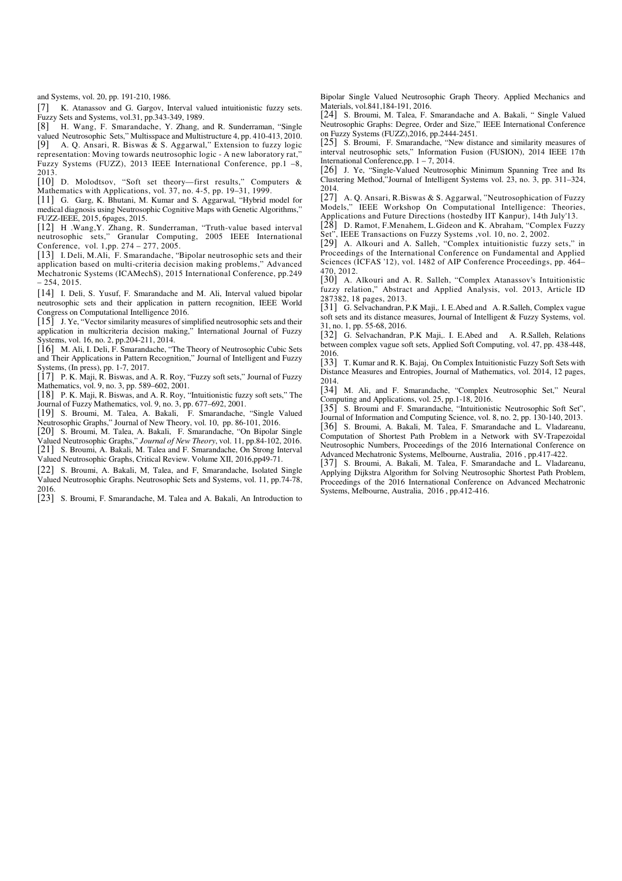and Systems, vol. 20, pp. 191-210, 1986.

[7] K. Atanassov and G. Gargov, Interval valued intuitionistic fuzzy sets. Fuzzy Sets and Systems, vol.31, pp.343-349, 1989.

[8] H. Wang, F. Smarandache, Y. Zhang, and R. Sunderraman, "Single valued Neutrosophic Sets," Multisspace and Multistructure 4, pp. 410-413, 2010.

[9] A. Q. Ansari, R. Biswas & S. Aggarwal," Extension to fuzzy logic representation: Moving towards neutrosophic logic - A new laboratory rat," Fuzzy Systems (FUZZ), 2013 IEEE International Conference, pp.1 –8, 2013.

[10] D. Molodtsov, "Soft set theory—first results," Computers & Mathematics with Applications, vol. 37, no. 4-5, pp. 19–31, 1999.

[11] G. Garg, K. Bhutani, M. Kumar and S. Aggarwal, "Hybrid model for medical diagnosis using Neutrosophic Cognitive Maps with Genetic Algorithms," FUZZ-IEEE, 2015, 6pages, 2015.

[12] H .Wang,Y. Zhang, R. Sunderraman, "Truth-value based interval neutrosophic sets," Granular Computing, 2005 IEEE International Conference, vol. 1,pp. 274 – 277, 2005.

[13] I. Deli, M.Ali, F. Smarandache, "Bipolar neutrosophic sets and their application based on multi-criteria decision making problems," Advanced Mechatronic Systems (ICAMechS), 2015 International Conference, pp.249 – 254, 2015.

[14] I. Deli, S. Yusuf, F. Smarandache and M. Ali, Interval valued bipolar neutrosophic sets and their application in pattern recognition, IEEE World Congress on Computational Intelligence 2016.

[15] J. Ye, "Vector similarity measures of simplified neutrosophic sets and their application in multicriteria decision making," International Journal of Fuzzy Systems, vol. 16, no. 2, pp.204-211, 2014.

[16] M. Ali, I. Deli, F. Smarandache, "The Theory of Neutrosophic Cubic Sets and Their Applications in Pattern Recognition," Journal of Intelligent and Fuzzy Systems, (In press), pp. 1-7, 2017.

[17] P. K. Maji, R. Biswas, and A. R. Roy, "Fuzzy soft sets," Journal of Fuzzy Mathematics, vol. 9, no. 3, pp. 589–602, 2001.

[18] P. K. Maji, R. Biswas, and A. R. Roy, "Intuitionistic fuzzy soft sets," The Journal of Fuzzy Mathematics, vol. 9, no. 3, pp. 677–692, 2001.

[19] S. Broumi, M. Talea, A. Bakali, F. Smarandache, "Single Valued Neutrosophic Graphs," Journal of New Theory, vol. 10, pp. 86-101, 2016.

[20] S. Broumi, M. Talea, A. Bakali, F. Smarandache, "On Bipolar Single Valued Neutrosophic Graphs," *Journal of New Theory*, vol. 11, pp.84-102, 2016.

[21] S. Broumi, A. Bakali, M. Talea and F. Smarandache, On Strong Interval Valued Neutrosophic Graphs, Critical Review. Volume XII, 2016,pp49-71.

[22] S. Broumi, A. Bakali, M, Talea, and F, Smarandache, Isolated Single Valued Neutrosophic Graphs. Neutrosophic Sets and Systems, vol. 11, pp.74-78, 2016.

[23] S. Broumi, F. Smarandache, M. Talea and A. Bakali, An Introduction to Bipolar Single Valued Neutrosophic Graph Theory. Applied Mechanics and Materials, vol.841,184-191, 2016.

[24] S. Broumi, M. Talea, F. Smarandache and A. Bakali, " Single Valued Neutrosophic Graphs: Degree, Order and Size," IEEE International Conference on Fuzzy Systems (FUZZ),2016, pp.2444-2451.

[25] S. Broumi, F. Smarandache, "New distance and similarity measures of interval neutrosophic sets," Information Fusion (FUSION), 2014 IEEE 17th International Conference,pp. 1 – 7, 2014.

[26] J. Ye, "Single-Valued Neutrosophic Minimum Spanning Tree and Its Clustering Method,"Journal of Intelligent Systems vol. 23, no. 3, pp. 311–324, 2014.

[27] A. Q. Ansari, R.Biswas & S. Aggarwal, "Neutrosophication of Fuzzy Models," IEEE Workshop On Computational Intelligence: Theories, Applications and Future Directions (hostedby IIT Kanpur), 14th July'13.

[28] D. Ramot, F.Menahem, L.Gideon and K. Abraham, "Complex Fuzzy Set", IEEE Transactions on Fuzzy Systems ,vol. 10, no. 2, 2002.

[29] A. Alkouri and A. Salleh, "Complex intuitionistic fuzzy sets," in Proceedings of the International Conference on Fundamental and Applied Sciences (ICFAS '12), vol. 1482 of AIP Conference Proceedings, pp. 464–470, 2012.

[30] A. Alkouri and A. R. Salleh, "Complex Atanassov's Intuitionistic fuzzy relation," Abstract and Applied Analysis, vol. 2013, Article ID 287382, 18 pages, 2013.

[31] G. Selvachandran, P.K Maji,. I. E.Abed and A. R.Salleh, Complex vague soft sets and its distance measures, Journal of Intelligent & Fuzzy Systems, vol. 31, no. 1, pp. 55-68, 2016.

[32] G. Selvachandran, P.K Maji,. I. E.Abed and A. R.Salleh, Relations between complex vague soft sets, Applied Soft Computing, vol. 47, pp. 438-448, 2016.

[33] T. Kumar and R. K. Bajaj, On Complex Intuitionistic Fuzzy Soft Sets with Distance Measures and Entropies, Journal of Mathematics, vol. 2014, 12 pages, 2014.

[34] M. Ali, and F. Smarandache, "Complex Neutrosophic Set," Neural Computing and Applications, vol. 25, pp.1-18, 2016.

[35] S. Broumi and F. Smarandache, "Intuitionistic Neutrosophic Soft Set", Journal of Information and Computing Science, vol. 8, no. 2, pp. 130-140, 2013.

[36] S. Broumi, A. Bakali, M. Talea, F. Smarandache and L. Vladareanu, Computation of Shortest Path Problem in a Network with SV-Trapezoidal Neutrosophic Numbers, Proceedings of the 2016 International Conference on Advanced Mechatronic Systems, Melbourne, Australia, 2016 , pp.417-422.

[37] S. Broumi, A. Bakali, M. Talea, F. Smarandache and L. Vladareanu, Applying Dijkstra Algorithm for Solving Neutrosophic Shortest Path Problem, Proceedings of the 2016 International Conference on Advanced Mechatronic Systems, Melbourne, Australia, 2016 , pp.412-416.